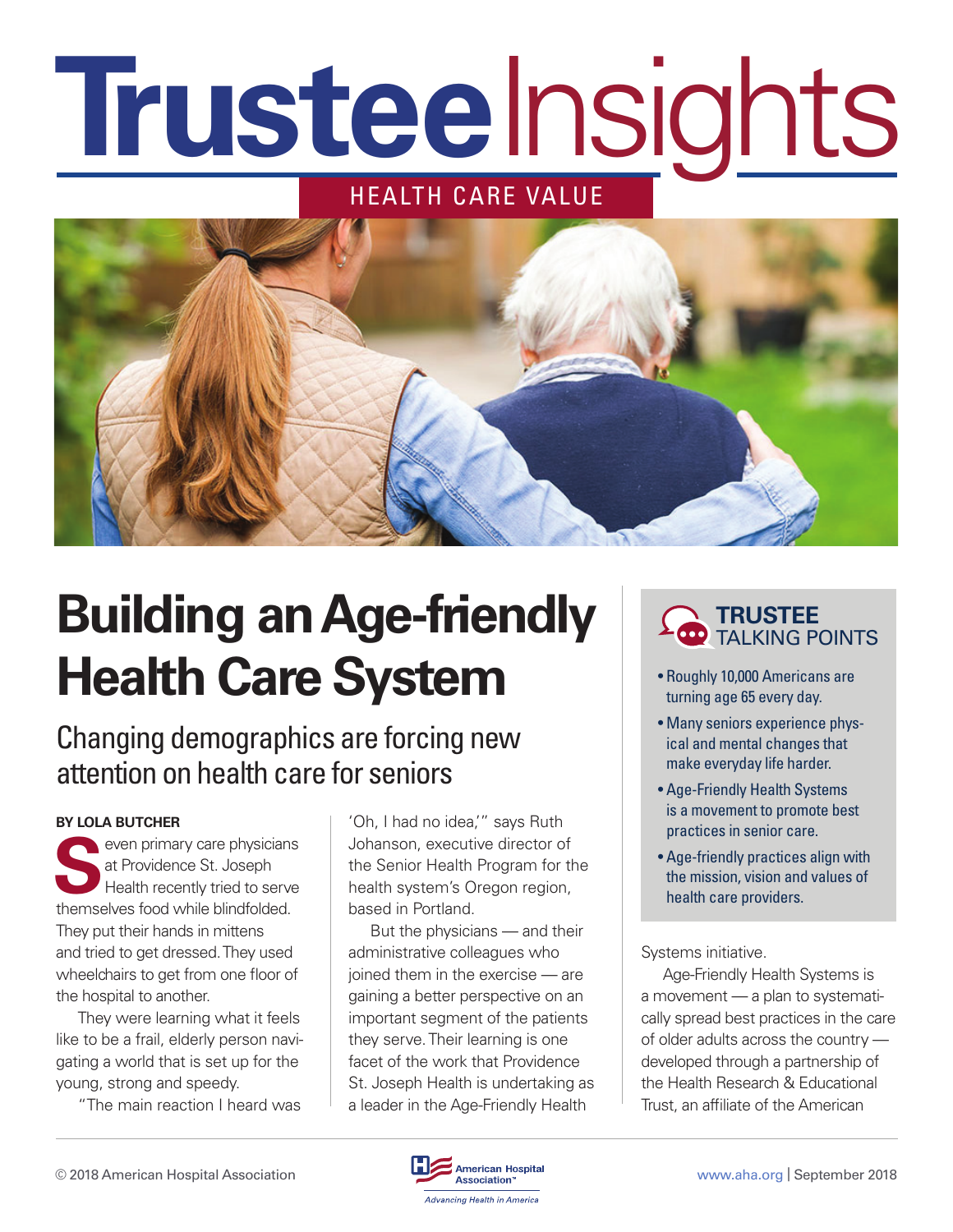# Trustee Insights

HEALTH CARE VALUE

# Building an Age-friendly Health Care System

## Changing demographics are forcing new attention on health care for seniors

**BY LOLA BUTCHER**

Seven primary care physicians at Providence St. Joseph Health recently tried to serve themselves food while blindfolded. They put their hands in mittens and tried to get dressed. They used wheelchairs to get from one floor of the hospital to another.

They were learning what it feels like to be a frail, elderly person navigating a world that is set up for the young, strong and speedy.

"The main reaction I heard was 'Oh, I had no idea,'" says Ruth Johanson, executive director of the Senior Health Program for the health system's Oregon region, based in Portland.

But the physicians — and their administrative colleagues who joined them in the exercise — are gaining a better perspective on an important segment of the patients they serve. Their learning is one facet of the work that Providence St. Joseph Health is undertaking as a leader in the Age-Friendly Health Systems initiative.

Age-Friendly Health Systems is a movement — a plan to systematically spread best practices in the care of older adults across the country — developed through a partnership of the Health Research & Educational Trust, an affiliate of the American

### TRUSTEE TALKING POINTS

- Roughly 10,000 Americans are turning age 65 every day.
- Many seniors experience physical and mental changes that make everyday life harder.
- Age-Friendly Health Systems is a movement to promote best practices in senior care.
- Age-friendly practices align with the mission, vision and values of health care providers.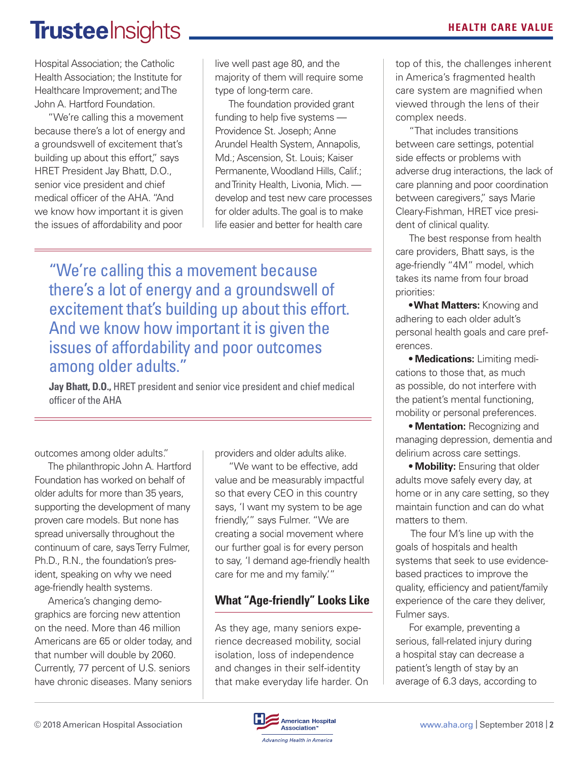Hospital Association; the Catholic Health Association; the Institute for Healthcare Improvement; and The John A. Hartford Foundation.

"We're calling this a movement because there's a lot of energy and a groundswell of excitement that's building up about this effort," says HRET President Jay Bhatt, D.O., senior vice president and chief medical officer of the AHA. "And we know how important it is given the issues of affordability and poor outcomes among older adults."

The philanthropic John A. Hartford Foundation has worked on behalf of older adults for more than 35 years, supporting the development of many proven care models. But none has spread universally throughout the continuum of care, says Terry Fulmer, Ph.D., R.N., the foundation's president, speaking on why we need age-friendly health systems.

America's changing demographics are forcing new attention on the need. More than 46 million Americans are 65 or older today, and that number will double by 2060. Currently, 77 percent of U.S. seniors have chronic diseases. Many seniors live well past age 80, and the majority of them will require some type of long-term care.

The foundation provided grant funding to help five systems — Providence St. Joseph; Anne Arundel Health System, Annapolis, Md.; Ascension, St. Louis; Kaiser Permanente, Woodland Hills, Calif.; and Trinity Health, Livonia, Mich. — develop and test new care processes for older adults. The goal is to make life easier and better for health care providers and older adults alike.

> "We're calling this a movement because there's a lot of energy and a groundswell of excitement that's building up about this effort. And we know how important it is given the issues of affordability and poor outcomes among older adults."
>
> **Jay Bhatt, D.O.,** HRET president and senior vice president and chief medical officer of the AHA

"We want to be effective, add value and be measurably impactful so that every CEO in this country says, 'I want my system to be age friendly,'" says Fulmer. "We are creating a social movement where our further goal is for every person to say, 'I demand age-friendly health care for me and my family.'"

## What "Age-friendly" Looks Like

As they age, many seniors experience decreased mobility, social isolation, loss of independence and changes in their self-identity that make everyday life harder. On top of this, the challenges inherent in America's fragmented health care system are magnified when viewed through the lens of their complex needs.

"That includes transitions between care settings, potential side effects or problems with adverse drug interactions, the lack of care planning and poor coordination between caregivers," says Marie Cleary-Fishman, HRET vice president of clinical quality.

The best response from health care providers, Bhatt says, is the age-friendly "4M" model, which takes its name from four broad priorities:

- **What Matters:** Knowing and adhering to each older adult's personal health goals and care preferences.
- **Medications:** Limiting medications to those that, as much as possible, do not interfere with the patient's mental functioning, mobility or personal preferences.
- **Mentation:** Recognizing and managing depression, dementia and delirium across care settings.
- **Mobility:** Ensuring that older adults move safely every day, at home or in any care setting, so they maintain function and can do what matters to them.

The four M's line up with the goals of hospitals and health systems that seek to use evidence-based practices to improve the quality, efficiency and patient/family experience of the care they deliver, Fulmer says.

For example, preventing a serious, fall-related injury during a hospital stay can decrease a patient's length of stay by an average of 6.3 days, according to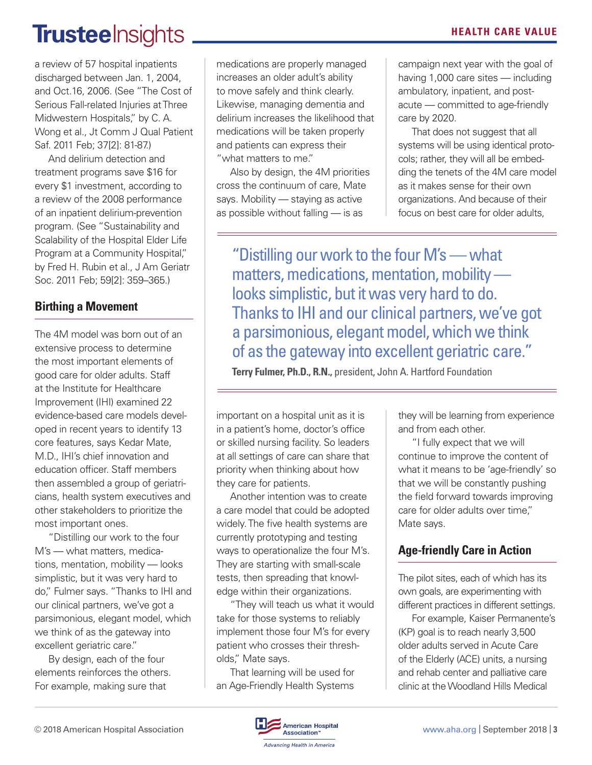a review of 57 hospital inpatients discharged between Jan. 1, 2004, and Oct.16, 2006. (See "The Cost of Serious Fall-related Injuries at Three Midwestern Hospitals," by C. A. Wong et al., Jt Comm J Qual Patient Saf. 2011 Feb; 37[2]: 81-87.)

And delirium detection and treatment programs save $16 for every $1 investment, according to a review of the 2008 performance of an inpatient delirium-prevention program. (See "Sustainability and Scalability of the Hospital Elder Life Program at a Community Hospital," by Fred H. Rubin et al., J Am Geriatr Soc. 2011 Feb; 59[2]: 359–365.)

## Birthing a Movement

The 4M model was born out of an extensive process to determine the most important elements of good care for older adults. Staff at the Institute for Healthcare Improvement (IHI) examined 22 evidence-based care models developed in recent years to identify 13 core features, says Kedar Mate, M.D., IHI's chief innovation and education officer. Staff members then assembled a group of geriatricians, health system executives and other stakeholders to prioritize the most important ones.

"Distilling our work to the four M's — what matters, medications, mentation, mobility — looks simplistic, but it was very hard to do," Fulmer says. "Thanks to IHI and our clinical partners, we've got a parsimonious, elegant model, which we think of as the gateway into excellent geriatric care."

By design, each of the four elements reinforces the others. For example, making sure that medications are properly managed increases an older adult's ability to move safely and think clearly. Likewise, managing dementia and delirium increases the likelihood that medications will be taken properly and patients can express their "what matters to me."

Also by design, the 4M priorities cross the continuum of care, Mate says. Mobility — staying as active as possible without falling — is as important on a hospital unit as it is in a patient's home, doctor's office or skilled nursing facility. So leaders at all settings of care can share that priority when thinking about how they care for patients.

Another intention was to create a care model that could be adopted widely. The five health systems are currently prototyping and testing ways to operationalize the four M's. They are starting with small-scale tests, then spreading that knowledge within their organizations.

"They will teach us what it would take for those systems to reliably implement those four M's for every patient who crosses their thresholds," Mate says.

That learning will be used for an Age-Friendly Health Systems campaign next year with the goal of having 1,000 care sites — including ambulatory, inpatient, and post-acute — committed to age-friendly care by 2020.

That does not suggest that all systems will be using identical protocols; rather, they will all be embedding the tenets of the 4M care model as it makes sense for their own organizations. And because of their focus on best care for older adults, they will be learning from experience and from each other.

> "Distilling our work to the four M's — what matters, medications, mentation, mobility — looks simplistic, but it was very hard to do. Thanks to IHI and our clinical partners, we've got a parsimonious, elegant model, which we think of as the gateway into excellent geriatric care."
>
> **Terry Fulmer, Ph.D., R.N.,** president, John A. Hartford Foundation

"I fully expect that we will continue to improve the content of what it means to be 'age-friendly' so that we will be constantly pushing the field forward towards improving care for older adults over time," Mate says.

## Age-friendly Care in Action

The pilot sites, each of which has its own goals, are experimenting with different practices in different settings.

For example, Kaiser Permanente's (KP) goal is to reach nearly 3,500 older adults served in Acute Care of the Elderly (ACE) units, a nursing and rehab center and palliative care clinic at the Woodland Hills Medical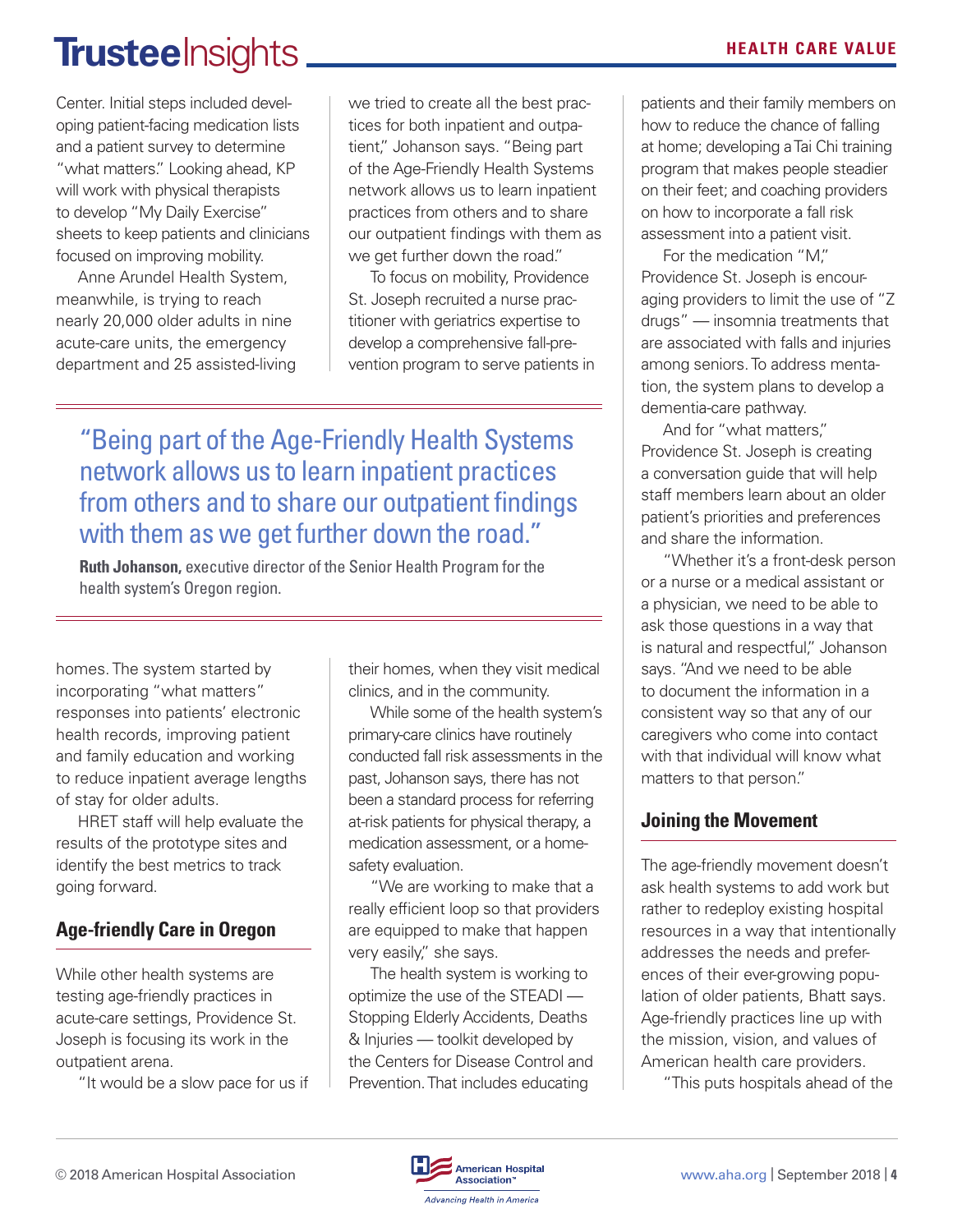Center. Initial steps included developing patient-facing medication lists and a patient survey to determine "what matters." Looking ahead, KP will work with physical therapists to develop "My Daily Exercise" sheets to keep patients and clinicians focused on improving mobility.

Anne Arundel Health System, meanwhile, is trying to reach nearly 20,000 older adults in nine acute-care units, the emergency department and 25 assisted-living homes. The system started by incorporating "what matters" responses into patients' electronic health records, improving patient and family education and working to reduce inpatient average lengths of stay for older adults.

HRET staff will help evaluate the results of the prototype sites and identify the best metrics to track going forward.

## Age-friendly Care in Oregon

While other health systems are testing age-friendly practices in acute-care settings, Providence St. Joseph is focusing its work in the outpatient arena.

"It would be a slow pace for us if we tried to create all the best practices for both inpatient and outpatient," Johanson says. "Being part of the Age-Friendly Health Systems network allows us to learn inpatient practices from others and to share our outpatient findings with them as we get further down the road."

To focus on mobility, Providence St. Joseph recruited a nurse practitioner with geriatrics expertise to develop a comprehensive fall-prevention program to serve patients in their homes, when they visit medical clinics, and in the community.

> "Being part of the Age-Friendly Health Systems network allows us to learn inpatient practices from others and to share our outpatient findings with them as we get further down the road."
>
> **Ruth Johanson,** executive director of the Senior Health Program for the health system's Oregon region.

While some of the health system's primary-care clinics have routinely conducted fall risk assessments in the past, Johanson says, there has not been a standard process for referring at-risk patients for physical therapy, a medication assessment, or a home-safety evaluation.

"We are working to make that a really efficient loop so that providers are equipped to make that happen very easily," she says.

The health system is working to optimize the use of the STEADI — Stopping Elderly Accidents, Deaths & Injuries — toolkit developed by the Centers for Disease Control and Prevention. That includes educating patients and their family members on how to reduce the chance of falling at home; developing a Tai Chi training program that makes people steadier on their feet; and coaching providers on how to incorporate a fall risk assessment into a patient visit.

For the medication "M," Providence St. Joseph is encouraging providers to limit the use of "Z drugs" — insomnia treatments that are associated with falls and injuries among seniors. To address mentation, the system plans to develop a dementia-care pathway.

And for "what matters," Providence St. Joseph is creating a conversation guide that will help staff members learn about an older patient's priorities and preferences and share the information.

"Whether it's a front-desk person or a nurse or a medical assistant or a physician, we need to be able to ask those questions in a way that is natural and respectful," Johanson says. "And we need to be able to document the information in a consistent way so that any of our caregivers who come into contact with that individual will know what matters to that person."

## Joining the Movement

The age-friendly movement doesn't ask health systems to add work but rather to redeploy existing hospital resources in a way that intentionally addresses the needs and preferences of their ever-growing population of older patients, Bhatt says. Age-friendly practices line up with the mission, vision, and values of American health care providers.

"This puts hospitals ahead of the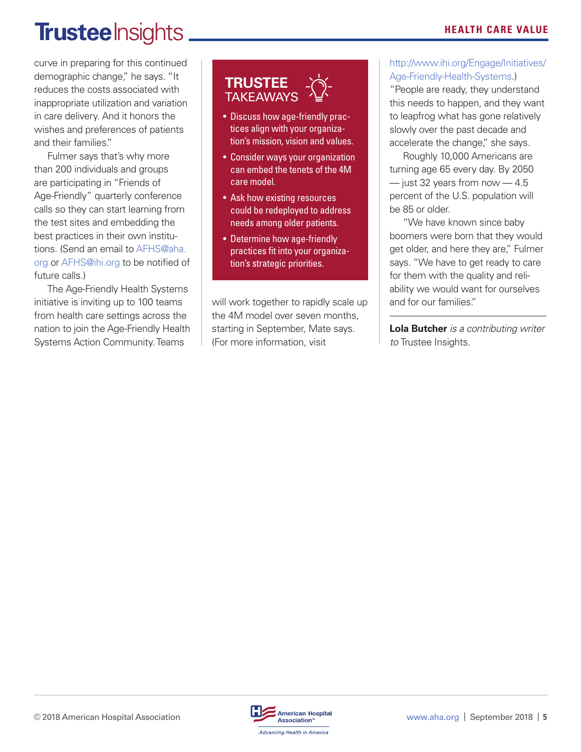curve in preparing for this continued demographic change," he says. "It reduces the costs associated with inappropriate utilization and variation in care delivery. And it honors the wishes and preferences of patients and their families."

Fulmer says that's why more than 200 individuals and groups are participating in "Friends of Age-Friendly" quarterly conference calls so they can start learning from the test sites and embedding the best practices in their own institutions. (Send an email to AFHS@aha.org or AFHS@ihi.org to be notified of future calls.)

The Age-Friendly Health Systems initiative is inviting up to 100 teams from health care settings across the nation to join the Age-Friendly Health Systems Action Community. Teams will work together to rapidly scale up the 4M model over seven months, starting in September, Mate says. (For more information, visit http://www.ihi.org/Engage/Initiatives/Age-Friendly-Health-Systems.)

"People are ready, they understand this needs to happen, and they want to leapfrog what has gone relatively slowly over the past decade and accelerate the change," she says.

Roughly 10,000 Americans are turning age 65 every day. By 2050 — just 32 years from now — 4.5 percent of the U.S. population will be 85 or older.

"We have known since baby boomers were born that they would get older, and here they are," Fulmer says. "We have to get ready to care for them with the quality and reliability we would want for ourselves and for our families."

## TRUSTEE TAKEAWAYS

- Discuss how age-friendly practices align with your organization's mission, vision and values.
- Consider ways your organization can embed the tenets of the 4M care model.
- Ask how existing resources could be redeployed to address needs among older patients.
- Determine how age-friendly practices fit into your organization's strategic priorities.

---

**Lola Butcher** *is a contributing writer to* Trustee Insights.